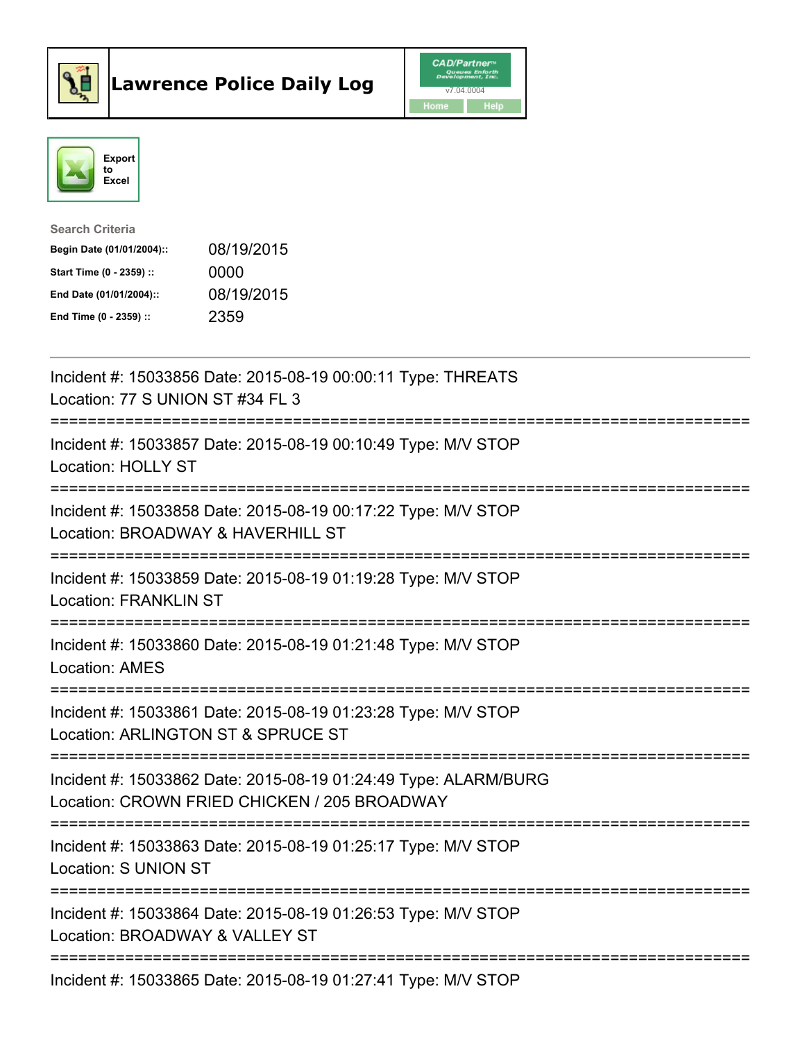# Lawrence Police Daily Log

Export to Excel

**Search Criteria**

| | |
|---|---|
| **Begin Date (01/01/2004)::** | 08/19/2015 |
| **Start Time (0 - 2359) ::** | 0000 |
| **End Date (01/01/2004)::** | 08/19/2015 |
| **End Time (0 - 2359) ::** | 2359 |

---

Incident #: 15033856 Date: 2015-08-19 00:00:11 Type: THREATS
Location: 77 S UNION ST #34 FL 3

===========================================================================

Incident #: 15033857 Date: 2015-08-19 00:10:49 Type: M/V STOP
Location: HOLLY ST

===========================================================================

Incident #: 15033858 Date: 2015-08-19 00:17:22 Type: M/V STOP
Location: BROADWAY & HAVERHILL ST

===========================================================================

Incident #: 15033859 Date: 2015-08-19 01:19:28 Type: M/V STOP
Location: FRANKLIN ST

===========================================================================

Incident #: 15033860 Date: 2015-08-19 01:21:48 Type: M/V STOP
Location: AMES

===========================================================================

Incident #: 15033861 Date: 2015-08-19 01:23:28 Type: M/V STOP
Location: ARLINGTON ST & SPRUCE ST

===========================================================================

Incident #: 15033862 Date: 2015-08-19 01:24:49 Type: ALARM/BURG
Location: CROWN FRIED CHICKEN / 205 BROADWAY

===========================================================================

Incident #: 15033863 Date: 2015-08-19 01:25:17 Type: M/V STOP
Location: S UNION ST

===========================================================================

Incident #: 15033864 Date: 2015-08-19 01:26:53 Type: M/V STOP
Location: BROADWAY & VALLEY ST

===========================================================================

Incident #: 15033865 Date: 2015-08-19 01:27:41 Type: M/V STOP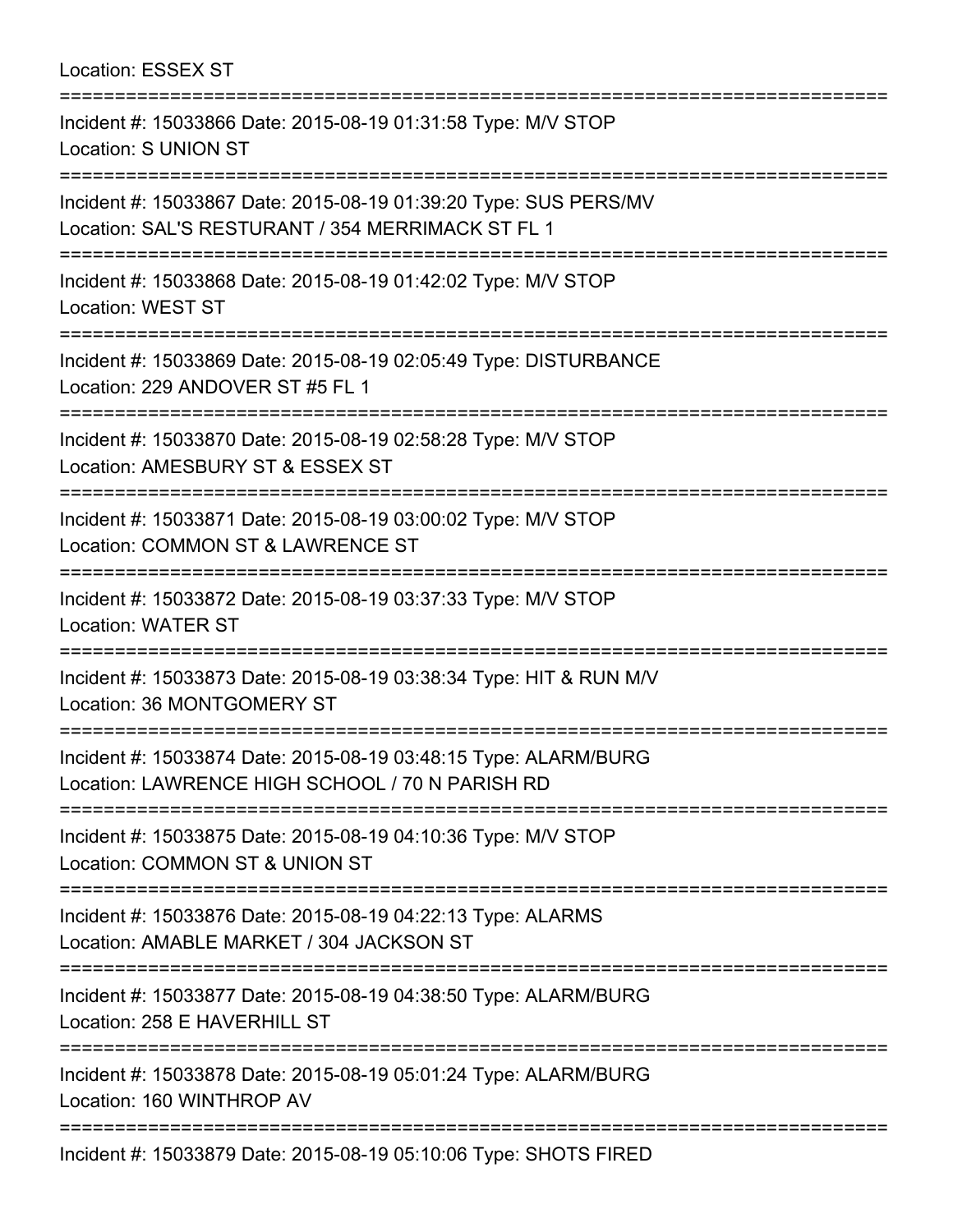Location: ESSEX ST

===========================================================================

Incident #: 15033866 Date: 2015-08-19 01:31:58 Type: M/V STOP
Location: S UNION ST

===========================================================================

Incident #: 15033867 Date: 2015-08-19 01:39:20 Type: SUS PERS/MV
Location: SAL'S RESTURANT / 354 MERRIMACK ST FL 1

===========================================================================

Incident #: 15033868 Date: 2015-08-19 01:42:02 Type: M/V STOP
Location: WEST ST

===========================================================================

Incident #: 15033869 Date: 2015-08-19 02:05:49 Type: DISTURBANCE
Location: 229 ANDOVER ST #5 FL 1

===========================================================================

Incident #: 15033870 Date: 2015-08-19 02:58:28 Type: M/V STOP
Location: AMESBURY ST & ESSEX ST

===========================================================================

Incident #: 15033871 Date: 2015-08-19 03:00:02 Type: M/V STOP
Location: COMMON ST & LAWRENCE ST

===========================================================================

Incident #: 15033872 Date: 2015-08-19 03:37:33 Type: M/V STOP
Location: WATER ST

===========================================================================

Incident #: 15033873 Date: 2015-08-19 03:38:34 Type: HIT & RUN M/V
Location: 36 MONTGOMERY ST

===========================================================================

Incident #: 15033874 Date: 2015-08-19 03:48:15 Type: ALARM/BURG
Location: LAWRENCE HIGH SCHOOL / 70 N PARISH RD

===========================================================================

Incident #: 15033875 Date: 2015-08-19 04:10:36 Type: M/V STOP
Location: COMMON ST & UNION ST

===========================================================================

Incident #: 15033876 Date: 2015-08-19 04:22:13 Type: ALARMS
Location: AMABLE MARKET / 304 JACKSON ST

===========================================================================

Incident #: 15033877 Date: 2015-08-19 04:38:50 Type: ALARM/BURG
Location: 258 E HAVERHILL ST

===========================================================================

Incident #: 15033878 Date: 2015-08-19 05:01:24 Type: ALARM/BURG
Location: 160 WINTHROP AV

===========================================================================

Incident #: 15033879 Date: 2015-08-19 05:10:06 Type: SHOTS FIRED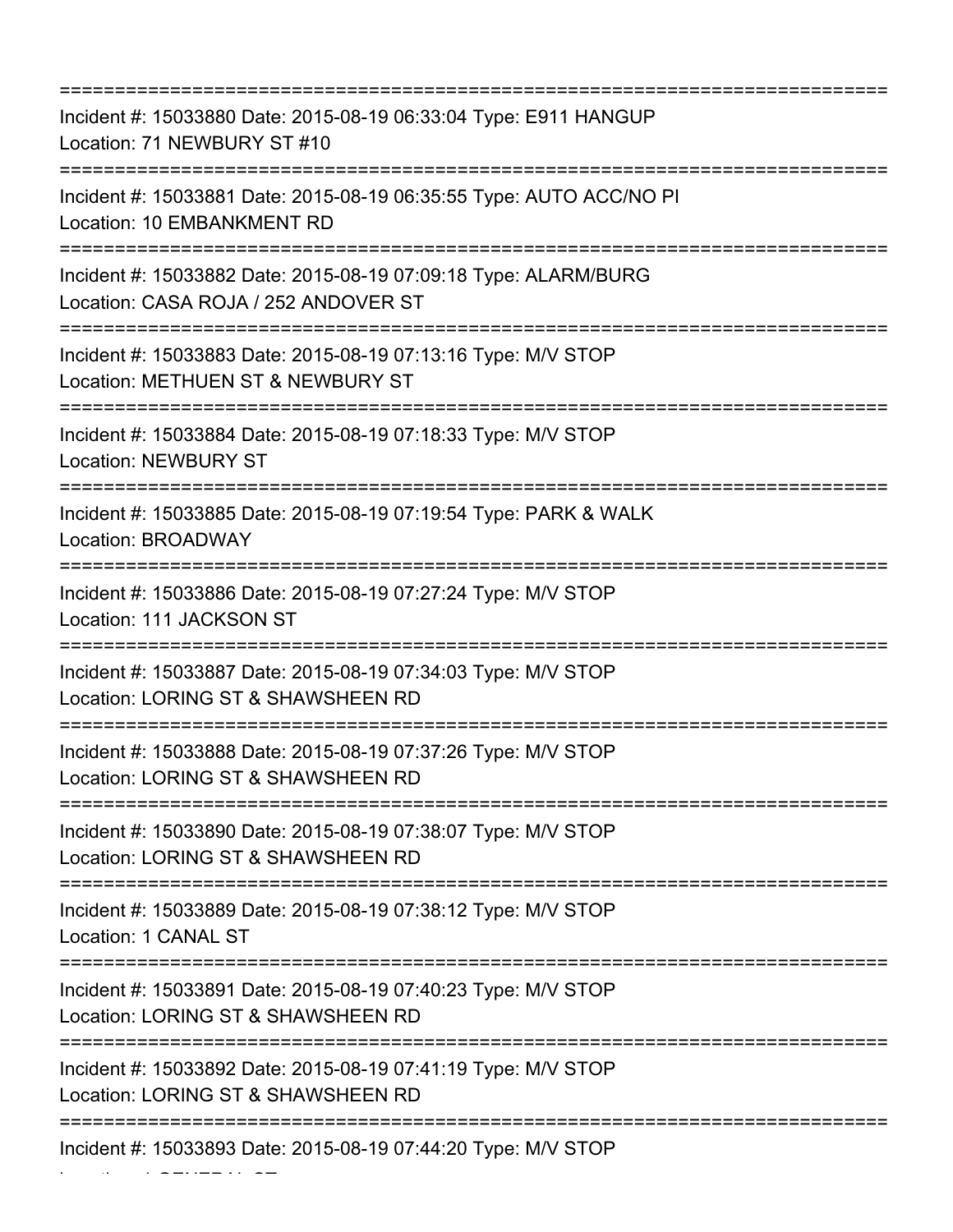===========================================================================

Incident #: 15033880 Date: 2015-08-19 06:33:04 Type: E911 HANGUP
Location: 71 NEWBURY ST #10

===========================================================================

Incident #: 15033881 Date: 2015-08-19 06:35:55 Type: AUTO ACC/NO PI
Location: 10 EMBANKMENT RD

===========================================================================

Incident #: 15033882 Date: 2015-08-19 07:09:18 Type: ALARM/BURG
Location: CASA ROJA / 252 ANDOVER ST

===========================================================================

Incident #: 15033883 Date: 2015-08-19 07:13:16 Type: M/V STOP
Location: METHUEN ST & NEWBURY ST

===========================================================================

Incident #: 15033884 Date: 2015-08-19 07:18:33 Type: M/V STOP
Location: NEWBURY ST

===========================================================================

Incident #: 15033885 Date: 2015-08-19 07:19:54 Type: PARK & WALK
Location: BROADWAY

===========================================================================

Incident #: 15033886 Date: 2015-08-19 07:27:24 Type: M/V STOP
Location: 111 JACKSON ST

===========================================================================

Incident #: 15033887 Date: 2015-08-19 07:34:03 Type: M/V STOP
Location: LORING ST & SHAWSHEEN RD

===========================================================================

Incident #: 15033888 Date: 2015-08-19 07:37:26 Type: M/V STOP
Location: LORING ST & SHAWSHEEN RD

===========================================================================

Incident #: 15033890 Date: 2015-08-19 07:38:07 Type: M/V STOP
Location: LORING ST & SHAWSHEEN RD

===========================================================================

Incident #: 15033889 Date: 2015-08-19 07:38:12 Type: M/V STOP
Location: 1 CANAL ST

===========================================================================

Incident #: 15033891 Date: 2015-08-19 07:40:23 Type: M/V STOP
Location: LORING ST & SHAWSHEEN RD

===========================================================================

Incident #: 15033892 Date: 2015-08-19 07:41:19 Type: M/V STOP
Location: LORING ST & SHAWSHEEN RD

===========================================================================

Incident #: 15033893 Date: 2015-08-19 07:44:20 Type: M/V STOP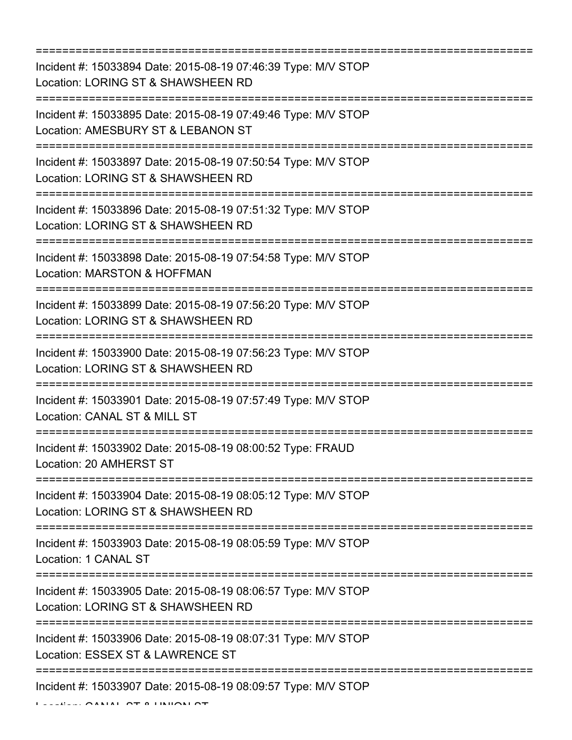===========================================================================
Incident #: 15033894 Date: 2015-08-19 07:46:39 Type: M/V STOP
Location: LORING ST & SHAWSHEEN RD
===========================================================================
Incident #: 15033895 Date: 2015-08-19 07:49:46 Type: M/V STOP
Location: AMESBURY ST & LEBANON ST
===========================================================================
Incident #: 15033897 Date: 2015-08-19 07:50:54 Type: M/V STOP
Location: LORING ST & SHAWSHEEN RD
===========================================================================
Incident #: 15033896 Date: 2015-08-19 07:51:32 Type: M/V STOP
Location: LORING ST & SHAWSHEEN RD
===========================================================================
Incident #: 15033898 Date: 2015-08-19 07:54:58 Type: M/V STOP
Location: MARSTON & HOFFMAN
===========================================================================
Incident #: 15033899 Date: 2015-08-19 07:56:20 Type: M/V STOP
Location: LORING ST & SHAWSHEEN RD
===========================================================================
Incident #: 15033900 Date: 2015-08-19 07:56:23 Type: M/V STOP
Location: LORING ST & SHAWSHEEN RD
===========================================================================
Incident #: 15033901 Date: 2015-08-19 07:57:49 Type: M/V STOP
Location: CANAL ST & MILL ST
===========================================================================
Incident #: 15033902 Date: 2015-08-19 08:00:52 Type: FRAUD
Location: 20 AMHERST ST
===========================================================================
Incident #: 15033904 Date: 2015-08-19 08:05:12 Type: M/V STOP
Location: LORING ST & SHAWSHEEN RD
===========================================================================
Incident #: 15033903 Date: 2015-08-19 08:05:59 Type: M/V STOP
Location: 1 CANAL ST
===========================================================================
Incident #: 15033905 Date: 2015-08-19 08:06:57 Type: M/V STOP
Location: LORING ST & SHAWSHEEN RD
===========================================================================
Incident #: 15033906 Date: 2015-08-19 08:07:31 Type: M/V STOP
Location: ESSEX ST & LAWRENCE ST
===========================================================================
Incident #: 15033907 Date: 2015-08-19 08:09:57 Type: M/V STOP
Location: CANAL ST & UNION ST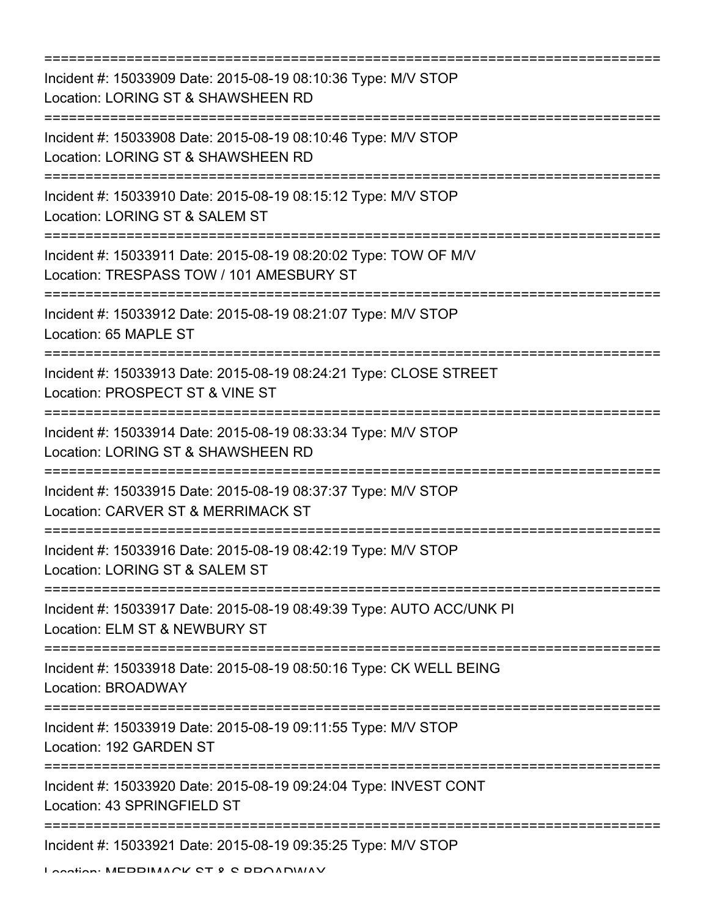===========================================================================

Incident #: 15033909 Date: 2015-08-19 08:10:36 Type: M/V STOP
Location: LORING ST & SHAWSHEEN RD

===========================================================================

Incident #: 15033908 Date: 2015-08-19 08:10:46 Type: M/V STOP
Location: LORING ST & SHAWSHEEN RD

===========================================================================

Incident #: 15033910 Date: 2015-08-19 08:15:12 Type: M/V STOP
Location: LORING ST & SALEM ST

===========================================================================

Incident #: 15033911 Date: 2015-08-19 08:20:02 Type: TOW OF M/V
Location: TRESPASS TOW / 101 AMESBURY ST

===========================================================================

Incident #: 15033912 Date: 2015-08-19 08:21:07 Type: M/V STOP
Location: 65 MAPLE ST

===========================================================================

Incident #: 15033913 Date: 2015-08-19 08:24:21 Type: CLOSE STREET
Location: PROSPECT ST & VINE ST

===========================================================================

Incident #: 15033914 Date: 2015-08-19 08:33:34 Type: M/V STOP
Location: LORING ST & SHAWSHEEN RD

===========================================================================

Incident #: 15033915 Date: 2015-08-19 08:37:37 Type: M/V STOP
Location: CARVER ST & MERRIMACK ST

===========================================================================

Incident #: 15033916 Date: 2015-08-19 08:42:19 Type: M/V STOP
Location: LORING ST & SALEM ST

===========================================================================

Incident #: 15033917 Date: 2015-08-19 08:49:39 Type: AUTO ACC/UNK PI
Location: ELM ST & NEWBURY ST

===========================================================================

Incident #: 15033918 Date: 2015-08-19 08:50:16 Type: CK WELL BEING
Location: BROADWAY

===========================================================================

Incident #: 15033919 Date: 2015-08-19 09:11:55 Type: M/V STOP
Location: 192 GARDEN ST

===========================================================================

Incident #: 15033920 Date: 2015-08-19 09:24:04 Type: INVEST CONT
Location: 43 SPRINGFIELD ST

===========================================================================

Incident #: 15033921 Date: 2015-08-19 09:35:25 Type: M/V STOP
Location: MERRIMACK ST & S BROADWAY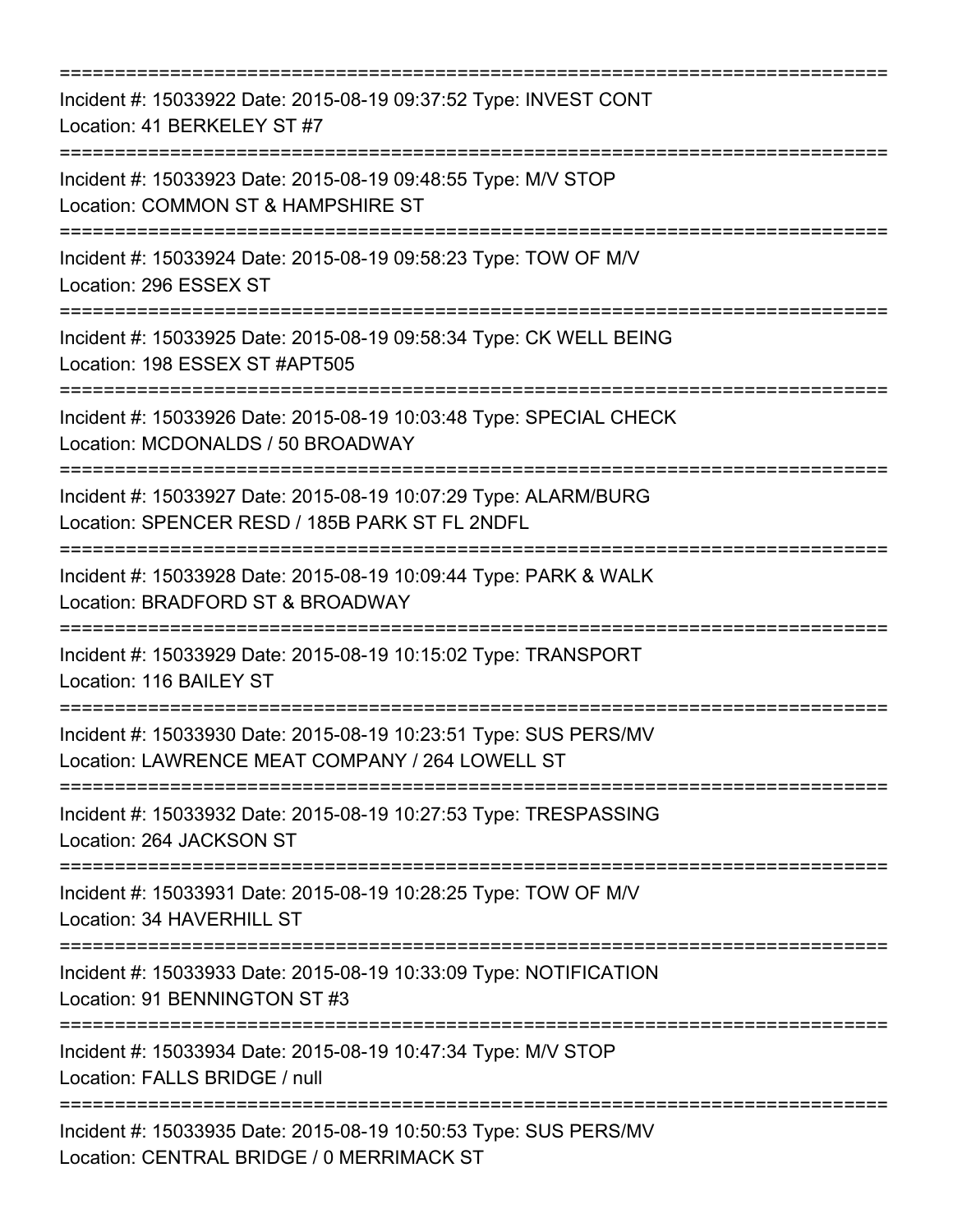===========================================================================

Incident #: 15033922 Date: 2015-08-19 09:37:52 Type: INVEST CONT
Location: 41 BERKELEY ST #7

===========================================================================

Incident #: 15033923 Date: 2015-08-19 09:48:55 Type: M/V STOP
Location: COMMON ST & HAMPSHIRE ST

===========================================================================

Incident #: 15033924 Date: 2015-08-19 09:58:23 Type: TOW OF M/V
Location: 296 ESSEX ST

===========================================================================

Incident #: 15033925 Date: 2015-08-19 09:58:34 Type: CK WELL BEING
Location: 198 ESSEX ST #APT505

===========================================================================

Incident #: 15033926 Date: 2015-08-19 10:03:48 Type: SPECIAL CHECK
Location: MCDONALDS / 50 BROADWAY

===========================================================================

Incident #: 15033927 Date: 2015-08-19 10:07:29 Type: ALARM/BURG
Location: SPENCER RESD / 185B PARK ST FL 2NDFL

===========================================================================

Incident #: 15033928 Date: 2015-08-19 10:09:44 Type: PARK & WALK
Location: BRADFORD ST & BROADWAY

===========================================================================

Incident #: 15033929 Date: 2015-08-19 10:15:02 Type: TRANSPORT
Location: 116 BAILEY ST

===========================================================================

Incident #: 15033930 Date: 2015-08-19 10:23:51 Type: SUS PERS/MV
Location: LAWRENCE MEAT COMPANY / 264 LOWELL ST

===========================================================================

Incident #: 15033932 Date: 2015-08-19 10:27:53 Type: TRESPASSING
Location: 264 JACKSON ST

===========================================================================

Incident #: 15033931 Date: 2015-08-19 10:28:25 Type: TOW OF M/V
Location: 34 HAVERHILL ST

===========================================================================

Incident #: 15033933 Date: 2015-08-19 10:33:09 Type: NOTIFICATION
Location: 91 BENNINGTON ST #3

===========================================================================

Incident #: 15033934 Date: 2015-08-19 10:47:34 Type: M/V STOP
Location: FALLS BRIDGE / null

===========================================================================

Incident #: 15033935 Date: 2015-08-19 10:50:53 Type: SUS PERS/MV
Location: CENTRAL BRIDGE / 0 MERRIMACK ST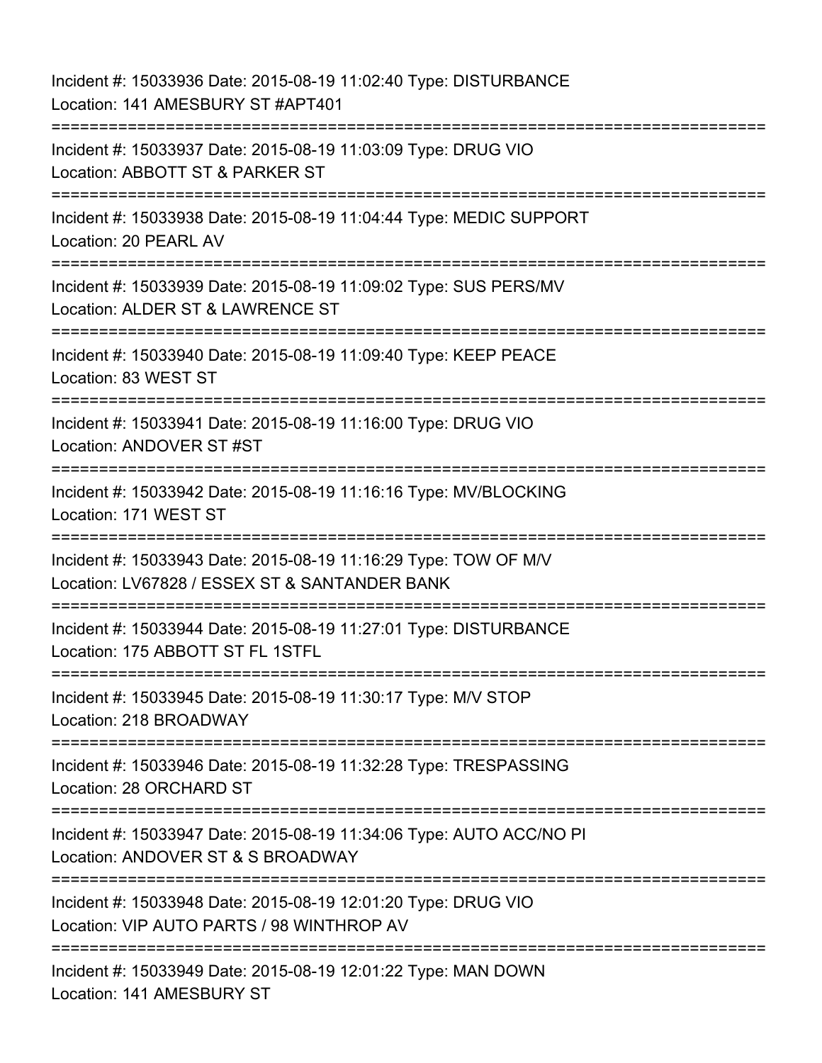Incident #: 15033936 Date: 2015-08-19 11:02:40 Type: DISTURBANCE
Location: 141 AMESBURY ST #APT401

===========================================================================

Incident #: 15033937 Date: 2015-08-19 11:03:09 Type: DRUG VIO
Location: ABBOTT ST & PARKER ST

===========================================================================

Incident #: 15033938 Date: 2015-08-19 11:04:44 Type: MEDIC SUPPORT
Location: 20 PEARL AV

===========================================================================

Incident #: 15033939 Date: 2015-08-19 11:09:02 Type: SUS PERS/MV
Location: ALDER ST & LAWRENCE ST

===========================================================================

Incident #: 15033940 Date: 2015-08-19 11:09:40 Type: KEEP PEACE
Location: 83 WEST ST

===========================================================================

Incident #: 15033941 Date: 2015-08-19 11:16:00 Type: DRUG VIO
Location: ANDOVER ST #ST

===========================================================================

Incident #: 15033942 Date: 2015-08-19 11:16:16 Type: MV/BLOCKING
Location: 171 WEST ST

===========================================================================

Incident #: 15033943 Date: 2015-08-19 11:16:29 Type: TOW OF M/V
Location: LV67828 / ESSEX ST & SANTANDER BANK

===========================================================================

Incident #: 15033944 Date: 2015-08-19 11:27:01 Type: DISTURBANCE
Location: 175 ABBOTT ST FL 1STFL

===========================================================================

Incident #: 15033945 Date: 2015-08-19 11:30:17 Type: M/V STOP
Location: 218 BROADWAY

===========================================================================

Incident #: 15033946 Date: 2015-08-19 11:32:28 Type: TRESPASSING
Location: 28 ORCHARD ST

===========================================================================

Incident #: 15033947 Date: 2015-08-19 11:34:06 Type: AUTO ACC/NO PI
Location: ANDOVER ST & S BROADWAY

===========================================================================

Incident #: 15033948 Date: 2015-08-19 12:01:20 Type: DRUG VIO
Location: VIP AUTO PARTS / 98 WINTHROP AV

===========================================================================

Incident #: 15033949 Date: 2015-08-19 12:01:22 Type: MAN DOWN
Location: 141 AMESBURY ST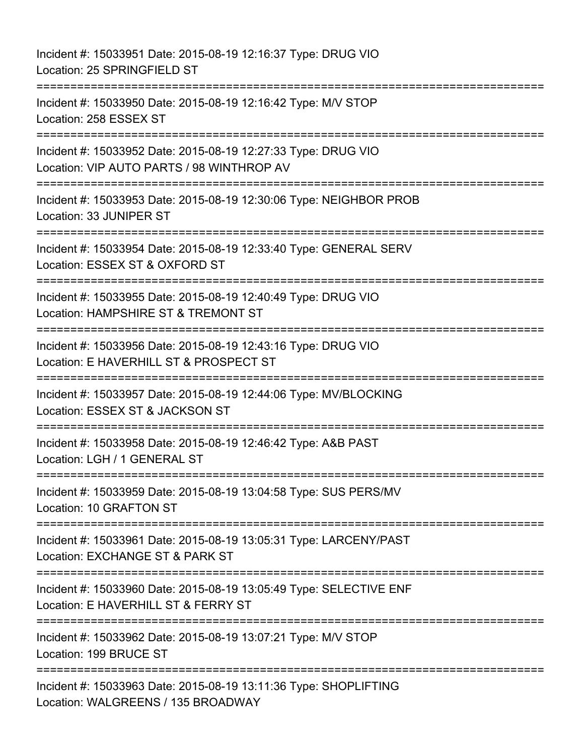Incident #: 15033951 Date: 2015-08-19 12:16:37 Type: DRUG VIO
Location: 25 SPRINGFIELD ST

===========================================================================

Incident #: 15033950 Date: 2015-08-19 12:16:42 Type: M/V STOP
Location: 258 ESSEX ST

===========================================================================

Incident #: 15033952 Date: 2015-08-19 12:27:33 Type: DRUG VIO
Location: VIP AUTO PARTS / 98 WINTHROP AV

===========================================================================

Incident #: 15033953 Date: 2015-08-19 12:30:06 Type: NEIGHBOR PROB
Location: 33 JUNIPER ST

===========================================================================

Incident #: 15033954 Date: 2015-08-19 12:33:40 Type: GENERAL SERV
Location: ESSEX ST & OXFORD ST

===========================================================================

Incident #: 15033955 Date: 2015-08-19 12:40:49 Type: DRUG VIO
Location: HAMPSHIRE ST & TREMONT ST

===========================================================================

Incident #: 15033956 Date: 2015-08-19 12:43:16 Type: DRUG VIO
Location: E HAVERHILL ST & PROSPECT ST

===========================================================================

Incident #: 15033957 Date: 2015-08-19 12:44:06 Type: MV/BLOCKING
Location: ESSEX ST & JACKSON ST

===========================================================================

Incident #: 15033958 Date: 2015-08-19 12:46:42 Type: A&B PAST
Location: LGH / 1 GENERAL ST

===========================================================================

Incident #: 15033959 Date: 2015-08-19 13:04:58 Type: SUS PERS/MV
Location: 10 GRAFTON ST

===========================================================================

Incident #: 15033961 Date: 2015-08-19 13:05:31 Type: LARCENY/PAST
Location: EXCHANGE ST & PARK ST

===========================================================================

Incident #: 15033960 Date: 2015-08-19 13:05:49 Type: SELECTIVE ENF
Location: E HAVERHILL ST & FERRY ST

===========================================================================

Incident #: 15033962 Date: 2015-08-19 13:07:21 Type: M/V STOP
Location: 199 BRUCE ST

===========================================================================

Incident #: 15033963 Date: 2015-08-19 13:11:36 Type: SHOPLIFTING
Location: WALGREENS / 135 BROADWAY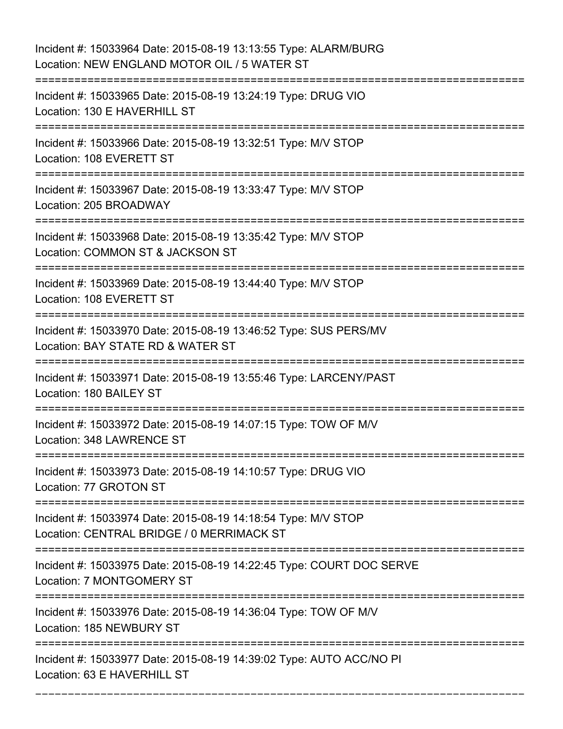Incident #: 15033964 Date: 2015-08-19 13:13:55 Type: ALARM/BURG
Location: NEW ENGLAND MOTOR OIL / 5 WATER ST

===========================================================================

Incident #: 15033965 Date: 2015-08-19 13:24:19 Type: DRUG VIO
Location: 130 E HAVERHILL ST

===========================================================================

Incident #: 15033966 Date: 2015-08-19 13:32:51 Type: M/V STOP
Location: 108 EVERETT ST

===========================================================================

Incident #: 15033967 Date: 2015-08-19 13:33:47 Type: M/V STOP
Location: 205 BROADWAY

===========================================================================

Incident #: 15033968 Date: 2015-08-19 13:35:42 Type: M/V STOP
Location: COMMON ST & JACKSON ST

===========================================================================

Incident #: 15033969 Date: 2015-08-19 13:44:40 Type: M/V STOP
Location: 108 EVERETT ST

===========================================================================

Incident #: 15033970 Date: 2015-08-19 13:46:52 Type: SUS PERS/MV
Location: BAY STATE RD & WATER ST

===========================================================================

Incident #: 15033971 Date: 2015-08-19 13:55:46 Type: LARCENY/PAST
Location: 180 BAILEY ST

===========================================================================

Incident #: 15033972 Date: 2015-08-19 14:07:15 Type: TOW OF M/V
Location: 348 LAWRENCE ST

===========================================================================

Incident #: 15033973 Date: 2015-08-19 14:10:57 Type: DRUG VIO
Location: 77 GROTON ST

===========================================================================

Incident #: 15033974 Date: 2015-08-19 14:18:54 Type: M/V STOP
Location: CENTRAL BRIDGE / 0 MERRIMACK ST

===========================================================================

Incident #: 15033975 Date: 2015-08-19 14:22:45 Type: COURT DOC SERVE
Location: 7 MONTGOMERY ST

===========================================================================

Incident #: 15033976 Date: 2015-08-19 14:36:04 Type: TOW OF M/V
Location: 185 NEWBURY ST

===========================================================================

Incident #: 15033977 Date: 2015-08-19 14:39:02 Type: AUTO ACC/NO PI
Location: 63 E HAVERHILL ST

===========================================================================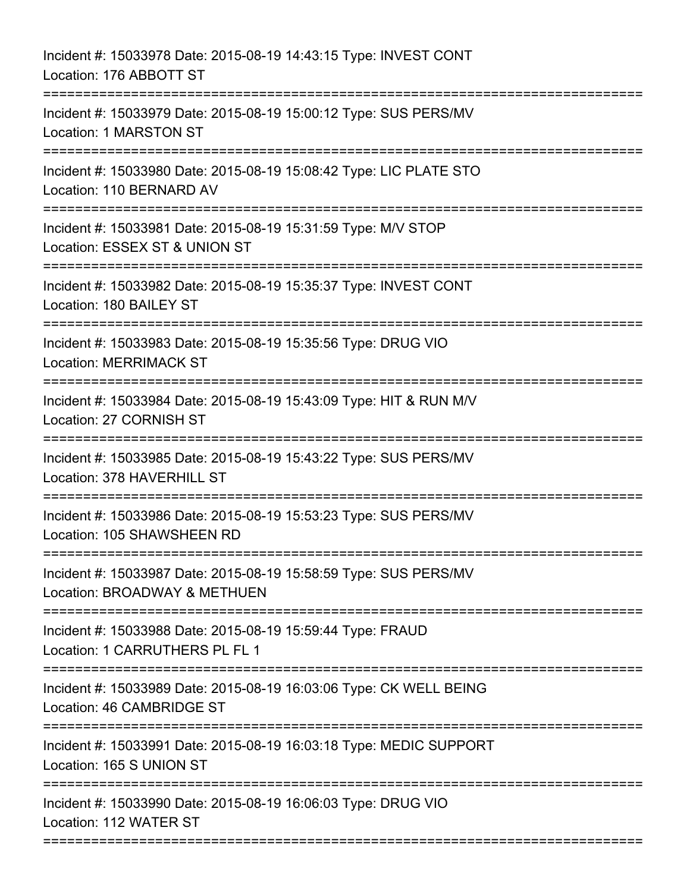Incident #: 15033978 Date: 2015-08-19 14:43:15 Type: INVEST CONT
Location: 176 ABBOTT ST

===========================================================================

Incident #: 15033979 Date: 2015-08-19 15:00:12 Type: SUS PERS/MV
Location: 1 MARSTON ST

===========================================================================

Incident #: 15033980 Date: 2015-08-19 15:08:42 Type: LIC PLATE STO
Location: 110 BERNARD AV

===========================================================================

Incident #: 15033981 Date: 2015-08-19 15:31:59 Type: M/V STOP
Location: ESSEX ST & UNION ST

===========================================================================

Incident #: 15033982 Date: 2015-08-19 15:35:37 Type: INVEST CONT
Location: 180 BAILEY ST

===========================================================================

Incident #: 15033983 Date: 2015-08-19 15:35:56 Type: DRUG VIO
Location: MERRIMACK ST

===========================================================================

Incident #: 15033984 Date: 2015-08-19 15:43:09 Type: HIT & RUN M/V
Location: 27 CORNISH ST

===========================================================================

Incident #: 15033985 Date: 2015-08-19 15:43:22 Type: SUS PERS/MV
Location: 378 HAVERHILL ST

===========================================================================

Incident #: 15033986 Date: 2015-08-19 15:53:23 Type: SUS PERS/MV
Location: 105 SHAWSHEEN RD

===========================================================================

Incident #: 15033987 Date: 2015-08-19 15:58:59 Type: SUS PERS/MV
Location: BROADWAY & METHUEN

===========================================================================

Incident #: 15033988 Date: 2015-08-19 15:59:44 Type: FRAUD
Location: 1 CARRUTHERS PL FL 1

===========================================================================

Incident #: 15033989 Date: 2015-08-19 16:03:06 Type: CK WELL BEING
Location: 46 CAMBRIDGE ST

===========================================================================

Incident #: 15033991 Date: 2015-08-19 16:03:18 Type: MEDIC SUPPORT
Location: 165 S UNION ST

===========================================================================

Incident #: 15033990 Date: 2015-08-19 16:06:03 Type: DRUG VIO
Location: 112 WATER ST

===========================================================================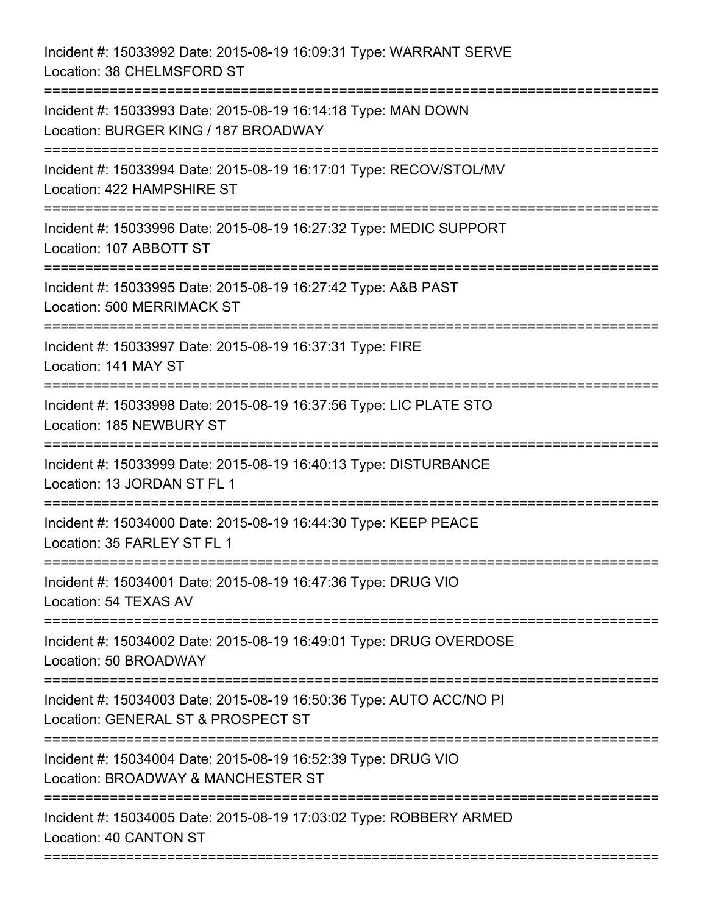Incident #: 15033992 Date: 2015-08-19 16:09:31 Type: WARRANT SERVE
Location: 38 CHELMSFORD ST

===========================================================================

Incident #: 15033993 Date: 2015-08-19 16:14:18 Type: MAN DOWN
Location: BURGER KING / 187 BROADWAY

===========================================================================

Incident #: 15033994 Date: 2015-08-19 16:17:01 Type: RECOV/STOL/MV
Location: 422 HAMPSHIRE ST

===========================================================================

Incident #: 15033996 Date: 2015-08-19 16:27:32 Type: MEDIC SUPPORT
Location: 107 ABBOTT ST

===========================================================================

Incident #: 15033995 Date: 2015-08-19 16:27:42 Type: A&B PAST
Location: 500 MERRIMACK ST

===========================================================================

Incident #: 15033997 Date: 2015-08-19 16:37:31 Type: FIRE
Location: 141 MAY ST

===========================================================================

Incident #: 15033998 Date: 2015-08-19 16:37:56 Type: LIC PLATE STO
Location: 185 NEWBURY ST

===========================================================================

Incident #: 15033999 Date: 2015-08-19 16:40:13 Type: DISTURBANCE
Location: 13 JORDAN ST FL 1

===========================================================================

Incident #: 15034000 Date: 2015-08-19 16:44:30 Type: KEEP PEACE
Location: 35 FARLEY ST FL 1

===========================================================================

Incident #: 15034001 Date: 2015-08-19 16:47:36 Type: DRUG VIO
Location: 54 TEXAS AV

===========================================================================

Incident #: 15034002 Date: 2015-08-19 16:49:01 Type: DRUG OVERDOSE
Location: 50 BROADWAY

===========================================================================

Incident #: 15034003 Date: 2015-08-19 16:50:36 Type: AUTO ACC/NO PI
Location: GENERAL ST & PROSPECT ST

===========================================================================

Incident #: 15034004 Date: 2015-08-19 16:52:39 Type: DRUG VIO
Location: BROADWAY & MANCHESTER ST

===========================================================================

Incident #: 15034005 Date: 2015-08-19 17:03:02 Type: ROBBERY ARMED
Location: 40 CANTON ST

===========================================================================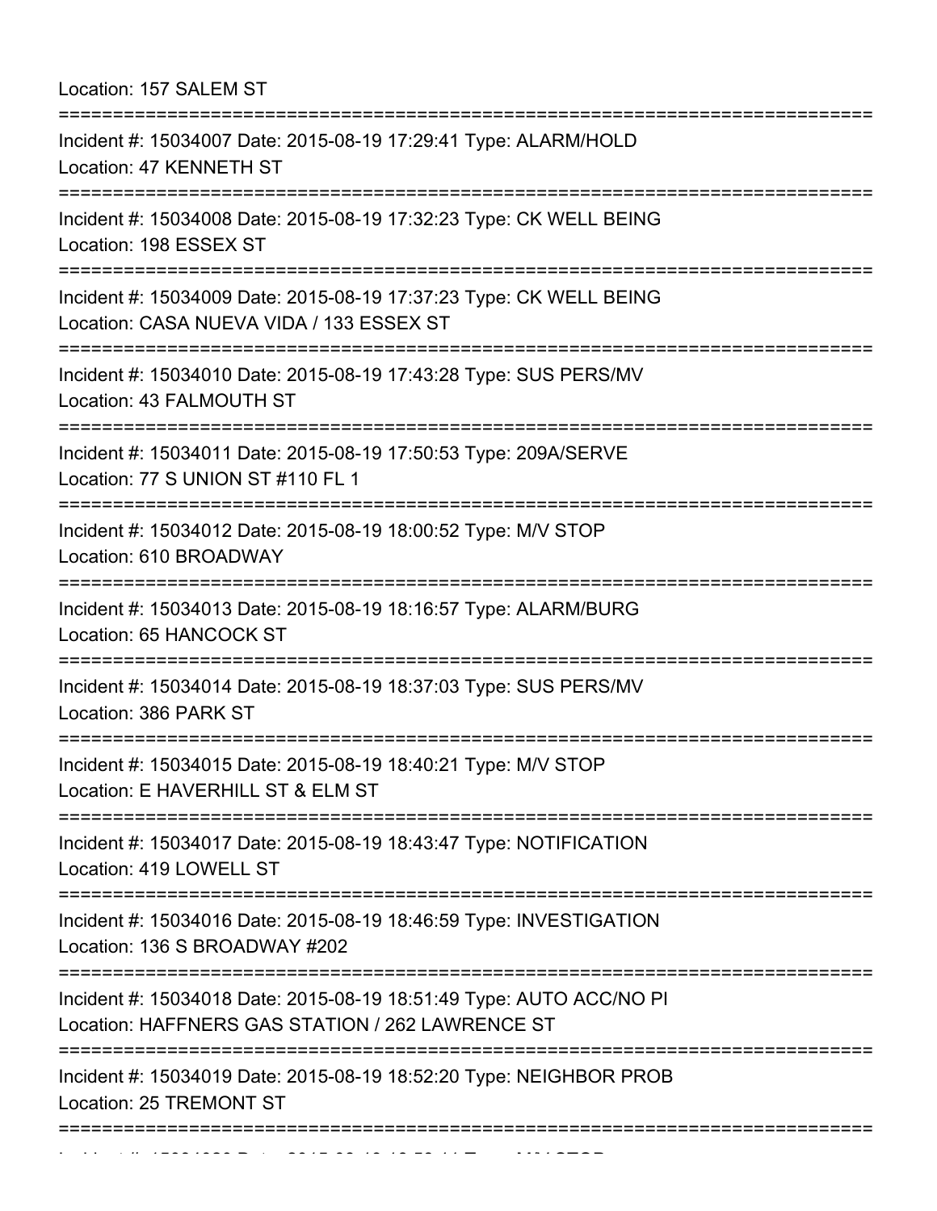Location: 157 SALEM ST

===========================================================================

Incident #: 15034007 Date: 2015-08-19 17:29:41 Type: ALARM/HOLD
Location: 47 KENNETH ST

===========================================================================

Incident #: 15034008 Date: 2015-08-19 17:32:23 Type: CK WELL BEING
Location: 198 ESSEX ST

===========================================================================

Incident #: 15034009 Date: 2015-08-19 17:37:23 Type: CK WELL BEING
Location: CASA NUEVA VIDA / 133 ESSEX ST

===========================================================================

Incident #: 15034010 Date: 2015-08-19 17:43:28 Type: SUS PERS/MV
Location: 43 FALMOUTH ST

===========================================================================

Incident #: 15034011 Date: 2015-08-19 17:50:53 Type: 209A/SERVE
Location: 77 S UNION ST #110 FL 1

===========================================================================

Incident #: 15034012 Date: 2015-08-19 18:00:52 Type: M/V STOP
Location: 610 BROADWAY

===========================================================================

Incident #: 15034013 Date: 2015-08-19 18:16:57 Type: ALARM/BURG
Location: 65 HANCOCK ST

===========================================================================

Incident #: 15034014 Date: 2015-08-19 18:37:03 Type: SUS PERS/MV
Location: 386 PARK ST

===========================================================================

Incident #: 15034015 Date: 2015-08-19 18:40:21 Type: M/V STOP
Location: E HAVERHILL ST & ELM ST

===========================================================================

Incident #: 15034017 Date: 2015-08-19 18:43:47 Type: NOTIFICATION
Location: 419 LOWELL ST

===========================================================================

Incident #: 15034016 Date: 2015-08-19 18:46:59 Type: INVESTIGATION
Location: 136 S BROADWAY #202

===========================================================================

Incident #: 15034018 Date: 2015-08-19 18:51:49 Type: AUTO ACC/NO PI
Location: HAFFNERS GAS STATION / 262 LAWRENCE ST

===========================================================================

Incident #: 15034019 Date: 2015-08-19 18:52:20 Type: NEIGHBOR PROB
Location: 25 TREMONT ST

===========================================================================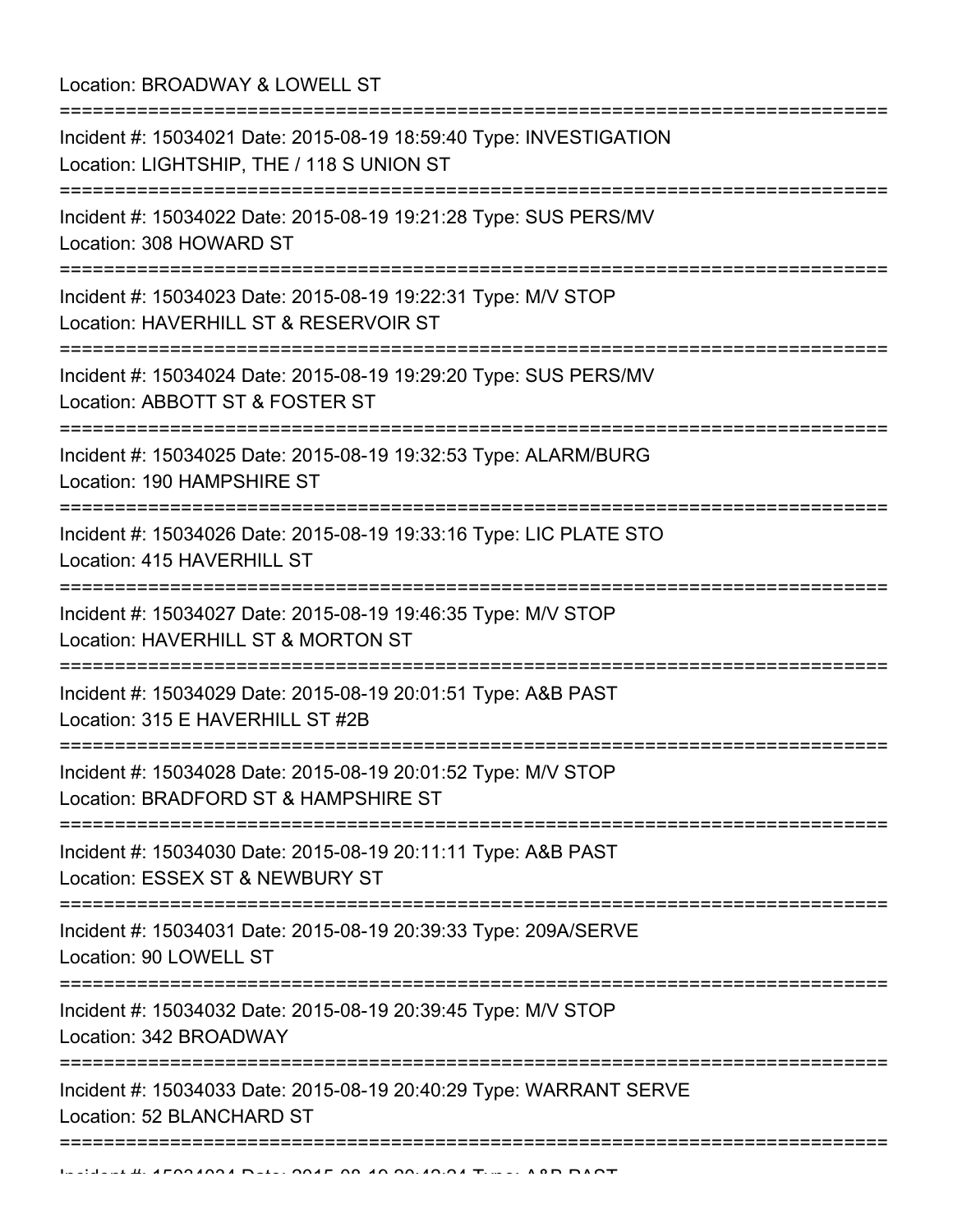Location: BROADWAY & LOWELL ST

===========================================================================

Incident #: 15034021 Date: 2015-08-19 18:59:40 Type: INVESTIGATION
Location: LIGHTSHIP, THE / 118 S UNION ST

===========================================================================

Incident #: 15034022 Date: 2015-08-19 19:21:28 Type: SUS PERS/MV
Location: 308 HOWARD ST

===========================================================================

Incident #: 15034023 Date: 2015-08-19 19:22:31 Type: M/V STOP
Location: HAVERHILL ST & RESERVOIR ST

===========================================================================

Incident #: 15034024 Date: 2015-08-19 19:29:20 Type: SUS PERS/MV
Location: ABBOTT ST & FOSTER ST

===========================================================================

Incident #: 15034025 Date: 2015-08-19 19:32:53 Type: ALARM/BURG
Location: 190 HAMPSHIRE ST

===========================================================================

Incident #: 15034026 Date: 2015-08-19 19:33:16 Type: LIC PLATE STO
Location: 415 HAVERHILL ST

===========================================================================

Incident #: 15034027 Date: 2015-08-19 19:46:35 Type: M/V STOP
Location: HAVERHILL ST & MORTON ST

===========================================================================

Incident #: 15034029 Date: 2015-08-19 20:01:51 Type: A&B PAST
Location: 315 E HAVERHILL ST #2B

===========================================================================

Incident #: 15034028 Date: 2015-08-19 20:01:52 Type: M/V STOP
Location: BRADFORD ST & HAMPSHIRE ST

===========================================================================

Incident #: 15034030 Date: 2015-08-19 20:11:11 Type: A&B PAST
Location: ESSEX ST & NEWBURY ST

===========================================================================

Incident #: 15034031 Date: 2015-08-19 20:39:33 Type: 209A/SERVE
Location: 90 LOWELL ST

===========================================================================

Incident #: 15034032 Date: 2015-08-19 20:39:45 Type: M/V STOP
Location: 342 BROADWAY

===========================================================================

Incident #: 15034033 Date: 2015-08-19 20:40:29 Type: WARRANT SERVE
Location: 52 BLANCHARD ST

===========================================================================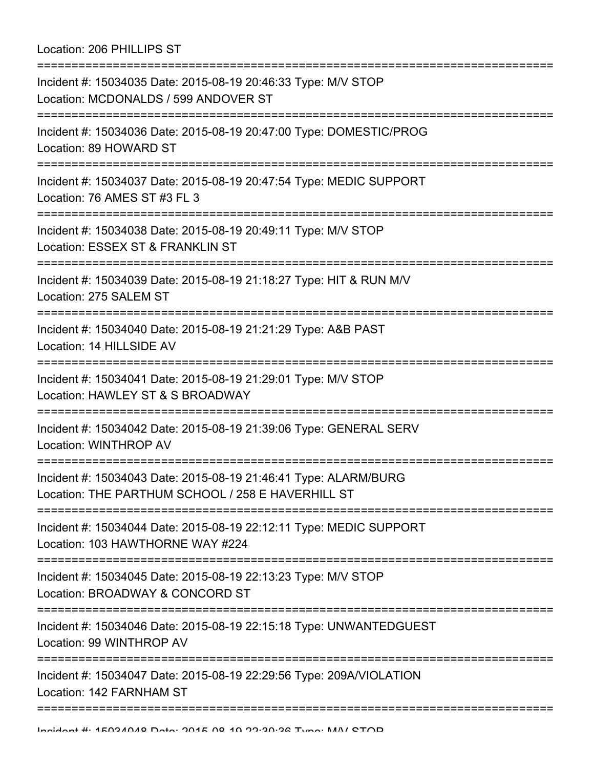Location: 206 PHILLIPS ST

===========================================================================

Incident #: 15034035 Date: 2015-08-19 20:46:33 Type: M/V STOP
Location: MCDONALDS / 599 ANDOVER ST

===========================================================================

Incident #: 15034036 Date: 2015-08-19 20:47:00 Type: DOMESTIC/PROG
Location: 89 HOWARD ST

===========================================================================

Incident #: 15034037 Date: 2015-08-19 20:47:54 Type: MEDIC SUPPORT
Location: 76 AMES ST #3 FL 3

===========================================================================

Incident #: 15034038 Date: 2015-08-19 20:49:11 Type: M/V STOP
Location: ESSEX ST & FRANKLIN ST

===========================================================================

Incident #: 15034039 Date: 2015-08-19 21:18:27 Type: HIT & RUN M/V
Location: 275 SALEM ST

===========================================================================

Incident #: 15034040 Date: 2015-08-19 21:21:29 Type: A&B PAST
Location: 14 HILLSIDE AV

===========================================================================

Incident #: 15034041 Date: 2015-08-19 21:29:01 Type: M/V STOP
Location: HAWLEY ST & S BROADWAY

===========================================================================

Incident #: 15034042 Date: 2015-08-19 21:39:06 Type: GENERAL SERV
Location: WINTHROP AV

===========================================================================

Incident #: 15034043 Date: 2015-08-19 21:46:41 Type: ALARM/BURG
Location: THE PARTHUM SCHOOL / 258 E HAVERHILL ST

===========================================================================

Incident #: 15034044 Date: 2015-08-19 22:12:11 Type: MEDIC SUPPORT
Location: 103 HAWTHORNE WAY #224

===========================================================================

Incident #: 15034045 Date: 2015-08-19 22:13:23 Type: M/V STOP
Location: BROADWAY & CONCORD ST

===========================================================================

Incident #: 15034046 Date: 2015-08-19 22:15:18 Type: UNWANTEDGUEST
Location: 99 WINTHROP AV

===========================================================================

Incident #: 15034047 Date: 2015-08-19 22:29:56 Type: 209A/VIOLATION
Location: 142 FARNHAM ST

===========================================================================

Incident #: 15034048 Date: 2015-08-19 22:30:36 Type: M/V STOP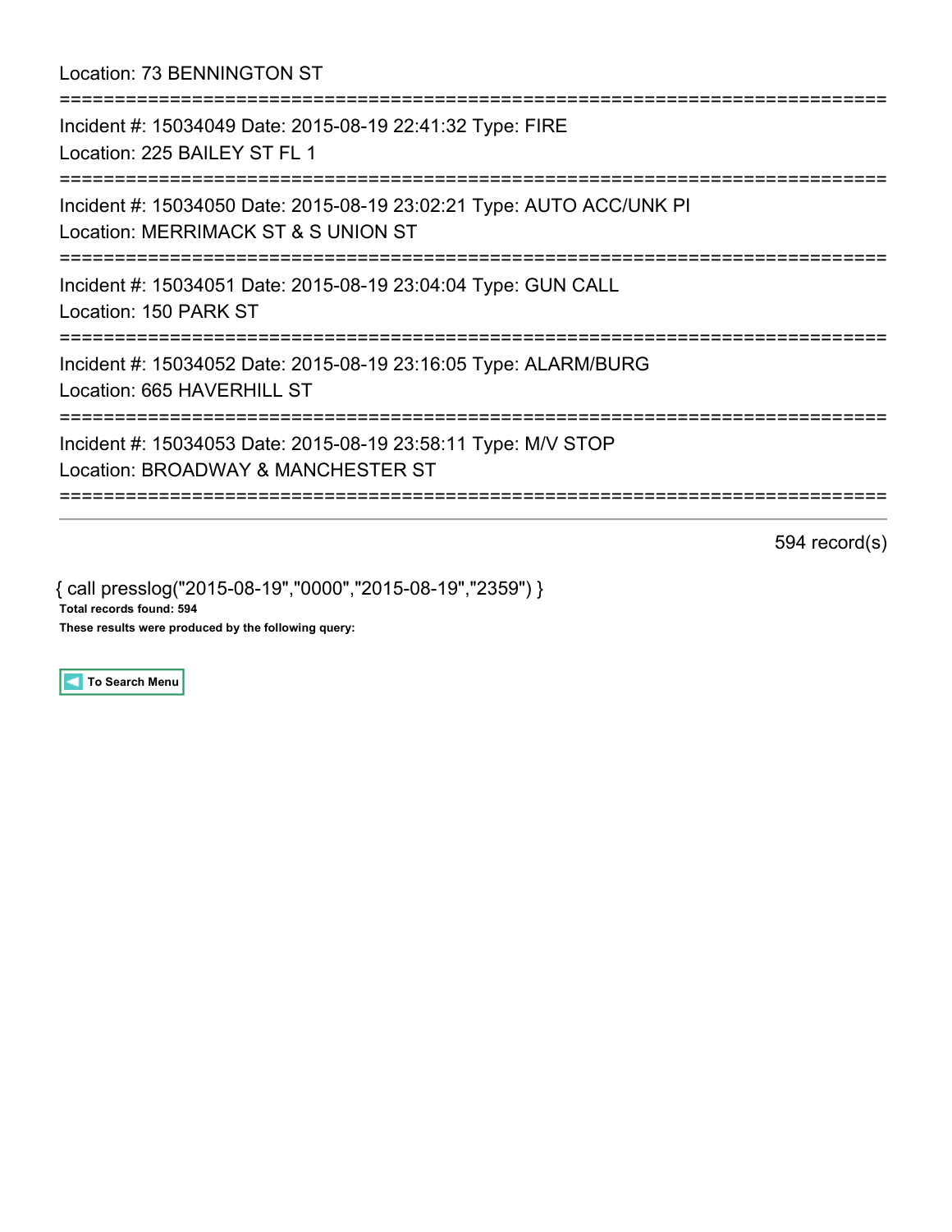Location: 73 BENNINGTON ST

===========================================================================

Incident #: 15034049 Date: 2015-08-19 22:41:32 Type: FIRE
Location: 225 BAILEY ST FL 1

===========================================================================

Incident #: 15034050 Date: 2015-08-19 23:02:21 Type: AUTO ACC/UNK PI
Location: MERRIMACK ST & S UNION ST

===========================================================================

Incident #: 15034051 Date: 2015-08-19 23:04:04 Type: GUN CALL
Location: 150 PARK ST

===========================================================================

Incident #: 15034052 Date: 2015-08-19 23:16:05 Type: ALARM/BURG
Location: 665 HAVERHILL ST

===========================================================================

Incident #: 15034053 Date: 2015-08-19 23:58:11 Type: M/V STOP
Location: BROADWAY & MANCHESTER ST

===========================================================================

594 record(s)

{ call presslog("2015-08-19","0000","2015-08-19","2359") }

**Total records found: 594**

**These results were produced by the following query:**

To Search Menu